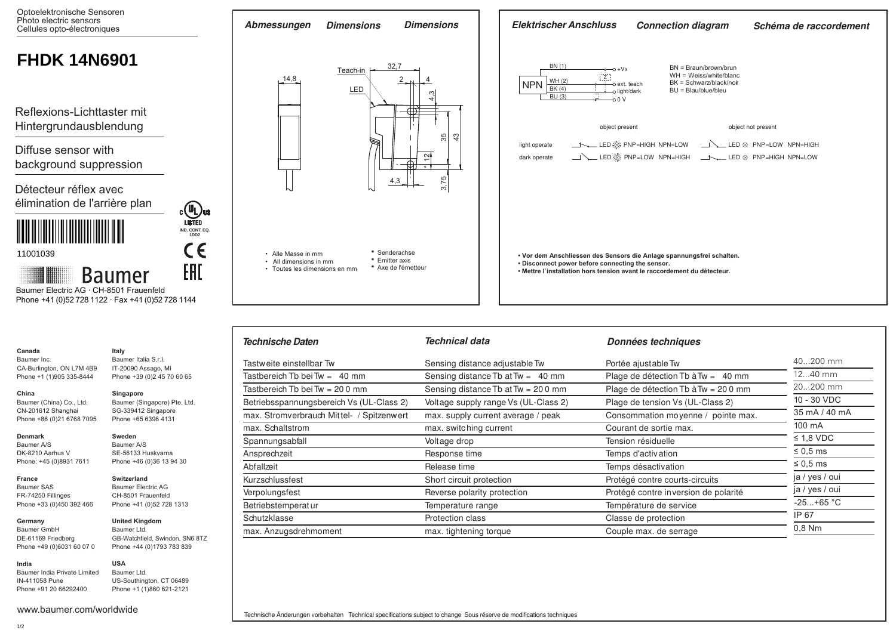Optoelektronische Sensoren
Photo electric sensors
Cellules opto-électroniques

# FHDK 14N6901

Reflexions-Lichttaster mit Hintergrundausblendung

Diffuse sensor with background suppression

Détecteur réflex avec élimination de l'arrière plan

IND. CONT. EQ. 1DD2

11001039

Baumer

Baumer Electric AG · CH-8501 Frauenfeld
Phone +41 (0)52 728 1122 · Fax +41 (0)52 728 1144

## Abmessungen / Dimensions / Dimensions

Teach-in, LED

14,8 · 32,7 · 2 · 4 · 4,3 · 35 · 43 · 12 · 4,3 · 3,75

- Alle Masse in mm
- All dimensions in mm
- Toutes les dimensions en mm

\* Senderachse
\* Emitter axis
\* Axe de l'émetteur

## Elektrischer Anschluss / Connection diagram / Schéma de raccordement

NPN

- BN (1) — +Vs
- WH (2) — ext. teach
- BK (4) — light/dark
- BU (3) — 0 V

BN = Braun/brown/brun
WH = Weiss/white/blanc
BK = Schwarz/black/noir
BU = Blau/blue/bleu

| | object present | object not present |
|---|---|---|
| light operate | LED PNP=HIGH NPN=LOW | LED PNP=LOW NPN=HIGH |
| dark operate | LED PNP=LOW NPN=HIGH | LED PNP=HIGH NPN=LOW |

- **Vor dem Anschliessen des Sensors die Anlage spannungsfrei schalten.**
- **Disconnect power before connecting the sensor.**
- **Mettre l`installation hors tension avant le raccordement du détecteur.**

## Technische Daten / Technical data / Données techniques

| Technische Daten | Technical data | Données techniques | |
|---|---|---|---|
| Tastweite einstellbar Tw | Sensing distance adjustable Tw | Portée ajustable Tw | 40...200 mm |
| Tastbereich Tb bei Tw = 40 mm | Sensing distance Tb at Tw = 40 mm | Plage de détection Tb à Tw = 40 mm | 12...40 mm |
| Tastbereich Tb bei Tw = 200 mm | Sensing distance Tb at Tw = 200 mm | Plage de détection Tb à Tw = 200 mm | 20...200 mm |
| Betriebsspannungsbereich Vs (UL-Class 2) | Voltage supply range Vs (UL-Class 2) | Plage de tension Vs (UL-Class 2) | 10 - 30 VDC |
| max. Stromverbrauch Mittel- / Spitzenwert | max. supply current average / peak | Consommation moyenne / pointe max. | 35 mA / 40 mA |
| max. Schaltstrom | max. switching current | Courant de sortie max. | 100 mA |
| Spannungsabfall | Voltage drop | Tension résiduelle | ≤ 1,8 VDC |
| Ansprechzeit | Response time | Temps d'activation | ≤ 0,5 ms |
| Abfallzeit | Release time | Temps désactivation | ≤ 0,5 ms |
| Kurzschlussfest | Short circuit protection | Protégé contre courts-circuits | ja / yes / oui |
| Verpolungsfest | Reverse polarity protection | Protégé contre inversion de polarité | ja / yes / oui |
| Betriebstemperatur | Temperature range | Température de service | -25...+65 °C |
| Schutzklasse | Protection class | Classe de protection | IP 67 |
| max. Anzugsdrehmoment | max. tightening torque | Couple max. de serrage | 0,8 Nm |

Technische Änderungen vorbehalten Technical specifications subject to change Sous réserve de modifications techniques

**Canada**
Baumer Inc.
CA-Burlington, ON L7M 4B9
Phone +1 (1)905 335-8444

**China**
Baumer (China) Co., Ltd.
CN-201612 Shanghai
Phone +86 (0)21 6768 7095

**Denmark**
Baumer A/S
DK-8210 Aarhus V
Phone: +45 (0)8931 7611

**France**
Baumer SAS
FR-74250 Fillinges
Phone +33 (0)450 392 466

**Germany**
Baumer GmbH
DE-61169 Friedberg
Phone +49 (0)6031 60 07 0

**India**
Baumer India Private Limited
IN-411058 Pune
Phone +91 20 66292400

**Italy**
Baumer Italia S.r.l.
IT-20090 Assago, MI
Phone +39 (0)2 45 70 60 65

**Singapore**
Baumer (Singapore) Pte. Ltd.
SG-339412 Singapore
Phone +65 6396 4131

**Sweden**
Baumer A/S
SE-56133 Huskvarna
Phone +46 (0)36 13 94 30

**Switzerland**
Baumer Electric AG
CH-8501 Frauenfeld
Phone +41 (0)52 728 1313

**United Kingdom**
Baumer Ltd.
GB-Watchfield, Swindon, SN6 8TZ
Phone +44 (0)1793 783 839

**USA**
Baumer Ltd.
US-Southington, CT 06489
Phone +1 (1)860 621-2121

www.baumer.com/worldwide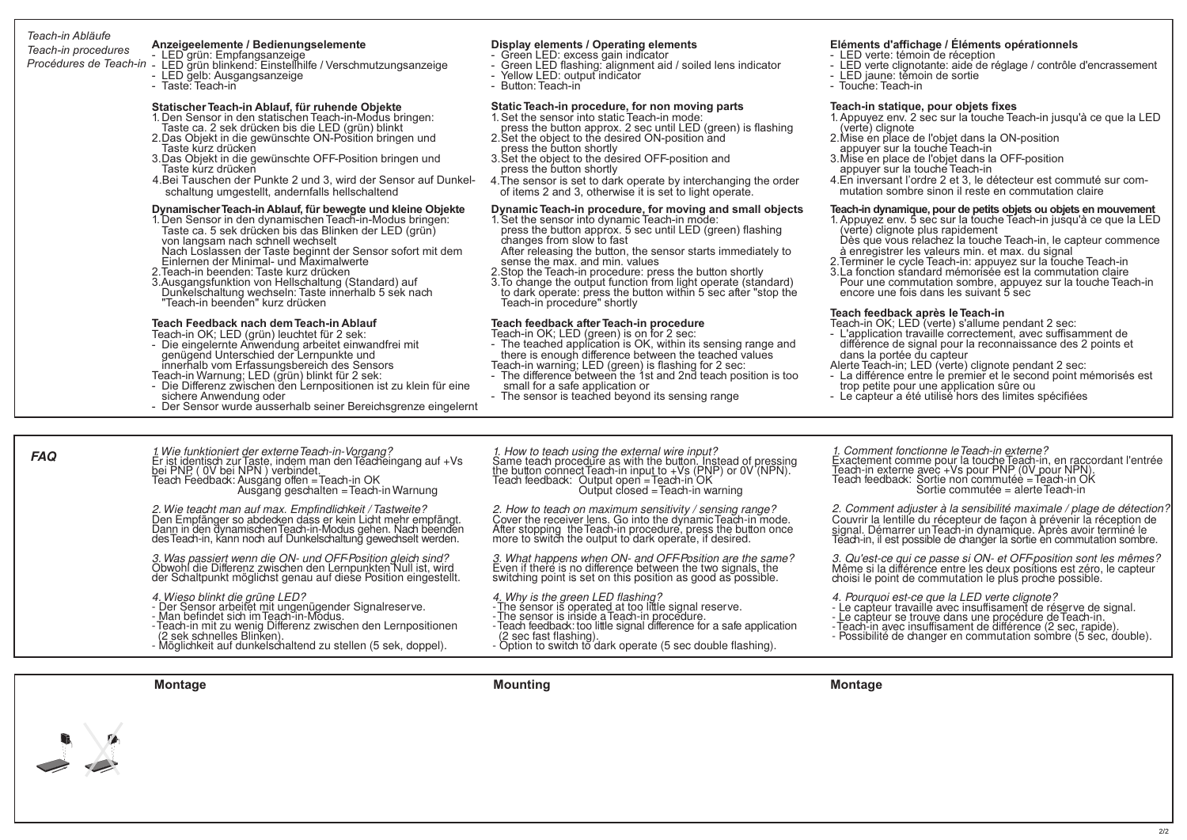*Teach-in Abläufe*
*Teach-in procedures*
*Procédures de Teach-in*

### Anzeigeelemente / Bedienungselemente

- LED grün: Empfangsanzeige
- LED grün blinkend: Einstellhilfe / Verschmutzungsanzeige
- LED gelb: Ausgangsanzeige
- Taste: Teach-in

### Statischer Teach-in Ablauf, für ruhende Objekte

1. Den Sensor in den statischen Teach-in-Modus bringen: Taste ca. 2 sek drücken bis die LED (grün) blinkt
2. Das Objekt in die gewünschte ON-Position bringen und Taste kurz drücken
3. Das Objekt in die gewünschte OFF-Position bringen und Taste kurz drücken
4. Bei Tauschen der Punkte 2 und 3, wird der Sensor auf Dunkelschaltung umgestellt, andernfalls hellschaltend

### Dynamischer Teach-in Ablauf, für bewegte und kleine Objekte

1. Den Sensor in den dynamischen Teach-in-Modus bringen: Taste ca. 5 sek drücken bis das Blinken der LED (grün) von langsam nach schnell wechselt
   Nach Loslassen der Taste beginnt der Sensor sofort mit dem Einlernen der Minimal- und Maximalwerte
2. Teach-in beenden: Taste kurz drücken
3. Ausgangsfunktion von Hellschaltung (Standard) auf Dunkelschaltung wechseln: Taste innerhalb 5 sek nach "Teach-in beenden" kurz drücken

### Teach Feedback nach dem Teach-in Ablauf

Teach-in OK; LED (grün) leuchtet für 2 sek:
- Die eingelernte Anwendung arbeitet einwandfrei mit genügend Unterschied der Lernpunkte und innerhalb vom Erfassungsbereich des Sensors

Teach-in Warnung; LED (grün) blinkt für 2 sek:
- Die Differenz zwischen den Lernpositionen ist zu klein für eine sichere Anwendung oder
- Der Sensor wurde ausserhalb seiner Bereichsgrenze eingelernt

### Display elements / Operating elements

- Green LED: excess gain indicator
- Green LED flashing: alignment aid / soiled lens indicator
- Yellow LED: output indicator
- Button: Teach-in

### Static Teach-in procedure, for non moving parts

1. Set the sensor into static Teach-in mode: press the button approx. 2 sec until LED (green) is flashing
2. Set the object to the desired ON-position and press the button shortly
3. Set the object to the desired OFF-position and press the button shortly
4. The sensor is set to dark operate by interchanging the order of items 2 and 3, otherwise it is set to light operate.

### Dynamic Teach-in procedure, for moving and small objects

1. Set the sensor into dynamic Teach-in mode: press the button approx. 5 sec until LED (green) flashing changes from slow to fast
   After releasing the button, the sensor starts immediately to sense the max. and min. values
2. Stop the Teach-in procedure: press the button shortly
3. To change the output function from light operate (standard) to dark operate: press the button within 5 sec after "stop the Teach-in procedure" shortly

### Teach feedback after Teach-in procedure

Teach-in OK; LED (green) is on for 2 sec:
- The teached application is OK, within its sensing range and there is enough difference between the teached values

Teach-in warning; LED (green) is flashing for 2 sec:
- The difference between the 1st and 2nd teach position is too small for a safe application or
- The sensor is teached beyond its sensing range

### Eléments d'affichage / Éléments opérationnels

- LED verte: témoin de réception
- LED verte clignotante: aide de réglage / contrôle d'encrassement
- LED jaune: témoin de sortie
- Touche: Teach-in

### Teach-in statique, pour objets fixes

1. Appuyez env. 2 sec sur la touche Teach-in jusqu'à ce que la LED (verte) clignote
2. Mise en place de l'objet dans la ON-position appuyer sur la touche Teach-in
3. Mise en place de l'objet dans la OFF-position appuyer sur la touche Teach-in
4. En inversant l'ordre 2 et 3, le détecteur est commuté sur commutation sombre sinon il reste en commutation claire

### Teach-in dynamique, pour de petits objets ou objets en mouvement

1. Appuyez env. 5 sec sur la touche Teach-in jusqu'à ce que la LED (verte) clignote plus rapidement
   Dès que vous relachez la touche Teach-in, le capteur commence à enregistrer les valeurs min. et max. du signal
2. Terminer le cycle Teach-in: appuyez sur la touche Teach-in
3. La fonction standard mémorisée est la commutation claire
   Pour une commutation sombre, appuyez sur la touche Teach-in encore une fois dans les suivant 5 sec

### Teach feedback après le Teach-in

Teach-in OK; LED (verte) s'allume pendant 2 sec:
- L'application travaille correctement, avec suffisamment de différence de signal pour la reconnaissance des 2 points et dans la portée du capteur

Alerte Teach-in; LED (verte) clignote pendant 2 sec:
- La différence entre le premier et le second point mémorisés est trop petite pour une application sûre ou
- Le capteur a été utilisé hors des limites spécifiées

## *FAQ*

*1. Wie funktioniert der externe Teach-in-Vorgang?*
Er ist identisch zur Taste, indem man den Teacheingang auf +Vs bei PNP ( 0V bei NPN ) verbindet.
Teach Feedback: Ausgang offen = Teach-in OK
Ausgang geschalten = Teach-in Warnung

*2. Wie teacht man auf max. Empfindlichkeit / Tastweite?*
Den Empfänger so abdecken dass er kein Licht mehr empfängt. Dann in den dynamischen Teach-in-Modus gehen. Nach beenden des Teach-in, kann noch auf Dunkelschaltung gewechselt werden.

*3. Was passiert wenn die ON- und OFF-Position gleich sind?*
Obwohl die Differenz zwischen den Lernpunkten Null ist, wird der Schaltpunkt möglichst genau auf diese Position eingestellt.

*4. Wieso blinkt die grüne LED?*
- Der Sensor arbeitet mit ungenügender Signalreserve.
- Man befindet sich im Teach-in-Modus.
- Teach-in mit zu wenig Differenz zwischen den Lernpositionen (2 sek schnelles Blinken).
- Möglichkeit auf dunkelschaltend zu stellen (5 sek, doppel).

*1. How to teach using the external wire input?*
Same teach procedure as with the button. Instead of pressing the button connect Teach-in input to +Vs (PNP) or 0V (NPN).
Teach feedback: Output open = Teach-in OK
Output closed = Teach-in warning

*2. How to teach on maximum sensitivity / sensing range?*
Cover the receiver lens. Go into the dynamic Teach-in mode. After stopping the Teach-in procedure, press the button once more to switch the output to dark operate, if desired.

*3. What happens when ON- and OFF-Position are the same?*
Even if there is no difference between the two signals, the switching point is set on this position as good as possible.

*4. Why is the green LED flashing?*
- The sensor is operated at too little signal reserve.
- The sensor is inside a Teach-in procedure.
- Teach feedback: too little signal difference for a safe application (2 sec fast flashing).
- Option to switch to dark operate (5 sec double flashing).

*1. Comment fonctionne le Teach-in externe?*
Exactement comme pour la touche Teach-in, en raccordant l'entrée Teach-in externe avec +Vs pour PNP (0V pour NPN).
Teach feedback: Sortie non commutée = Teach-in OK
Sortie commutée = alerte Teach-in

*2. Comment adjuster à la sensibilité maximale / plage de détection?*
Couvrir la lentille du récepteur de façon à prévenir la réception de signal. Démarrer un Teach-in dynamique. Après avoir terminé le Teach-in, il est possible de changer la sortie en commutation sombre.

*3. Qu'est-ce qui ce passe si ON- et OFF-position sont les mêmes?*
Même si la différence entre les deux positions est zéro, le capteur choisi le point de commutation le plus proche possible.

*4. Pourquoi est-ce que la LED verte clignote?*
- Le capteur travaille avec insuffisament de réserve de signal.
- Le capteur se trouve dans une procédure de Teach-in.
- Teach-in avec insuffisament de différence (2 sec, rapide).
- Possibilité de changer en commutation sombre (5 sec, double).

## Montage / Mounting / Montage